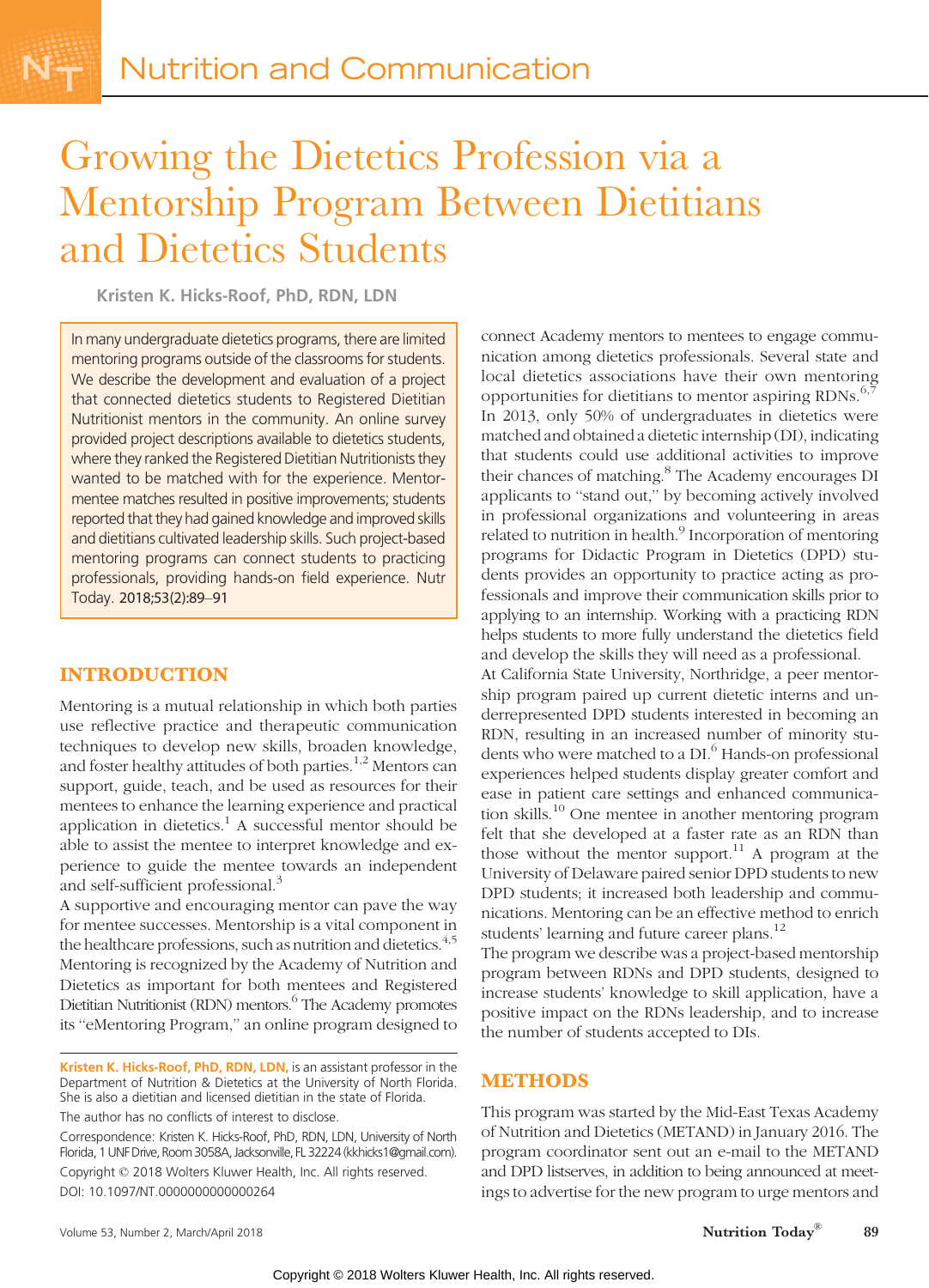# Growing the Dietetics Profession via a Mentorship Program Between Dietitians and Dietetics Students

**Kristen K. Hicks-Roof, PhD, RDN, LDN**

In many undergraduate dietetics programs, there are limited mentoring programs outside of the classrooms for students. We describe the development and evaluation of a project that connected dietetics students to Registered Dietitian Nutritionist mentors in the community. An online survey provided project descriptions available to dietetics students, where they ranked the Registered Dietitian Nutritionists they wanted to be matched with for the experience. Mentor-mentee matches resulted in positive improvements; students reported that they had gained knowledge and improved skills and dietitians cultivated leadership skills. Such project-based mentoring programs can connect students to practicing professionals, providing hands-on field experience. Nutr Today. 2018;53(2):89–91

## INTRODUCTION

Mentoring is a mutual relationship in which both parties use reflective practice and therapeutic communication techniques to develop new skills, broaden knowledge, and foster healthy attitudes of both parties.[1,2] Mentors can support, guide, teach, and be used as resources for their mentees to enhance the learning experience and practical application in dietetics.[1] A successful mentor should be able to assist the mentee to interpret knowledge and experience to guide the mentee towards an independent and self-sufficient professional.[3]

A supportive and encouraging mentor can pave the way for mentee successes. Mentorship is a vital component in the healthcare professions, such as nutrition and dietetics.[4,5] Mentoring is recognized by the Academy of Nutrition and Dietetics as important for both mentees and Registered Dietitian Nutritionist (RDN) mentors.[6] The Academy promotes its "eMentoring Program," an online program designed to connect Academy mentors to mentees to engage communication among dietetics professionals. Several state and local dietetics associations have their own mentoring opportunities for dietitians to mentor aspiring RDNs.[6,7] In 2013, only 50% of undergraduates in dietetics were matched and obtained a dietetic internship (DI), indicating that students could use additional activities to improve their chances of matching.[8] The Academy encourages DI applicants to "stand out," by becoming actively involved in professional organizations and volunteering in areas related to nutrition in health.[9] Incorporation of mentoring programs for Didactic Program in Dietetics (DPD) students provides an opportunity to practice acting as professionals and improve their communication skills prior to applying to an internship. Working with a practicing RDN helps students to more fully understand the dietetics field and develop the skills they will need as a professional.

At California State University, Northridge, a peer mentorship program paired up current dietetic interns and underrepresented DPD students interested in becoming an RDN, resulting in an increased number of minority students who were matched to a DI.[6] Hands-on professional experiences helped students display greater comfort and ease in patient care settings and enhanced communication skills.[10] One mentee in another mentoring program felt that she developed at a faster rate as an RDN than those without the mentor support.[11] A program at the University of Delaware paired senior DPD students to new DPD students; it increased both leadership and communications. Mentoring can be an effective method to enrich students' learning and future career plans.[12]

The program we describe was a project-based mentorship program between RDNs and DPD students, designed to increase students' knowledge to skill application, have a positive impact on the RDNs leadership, and to increase the number of students accepted to DIs.

## METHODS

This program was started by the Mid-East Texas Academy of Nutrition and Dietetics (METAND) in January 2016. The program coordinator sent out an e-mail to the METAND and DPD listserves, in addition to being announced at meetings to advertise for the new program to urge mentors and

**Kristen K. Hicks-Roof, PhD, RDN, LDN,** is an assistant professor in the Department of Nutrition & Dietetics at the University of North Florida. She is also a dietitian and licensed dietitian in the state of Florida.

The author has no conflicts of interest to disclose.

Correspondence: Kristen K. Hicks-Roof, PhD, RDN, LDN, University of North Florida, 1 UNF Drive, Room 3058A, Jacksonville, FL 32224 (kkhicks1@gmail.com).

Copyright © 2018 Wolters Kluwer Health, Inc. All rights reserved.

DOI: 10.1097/NT.0000000000000264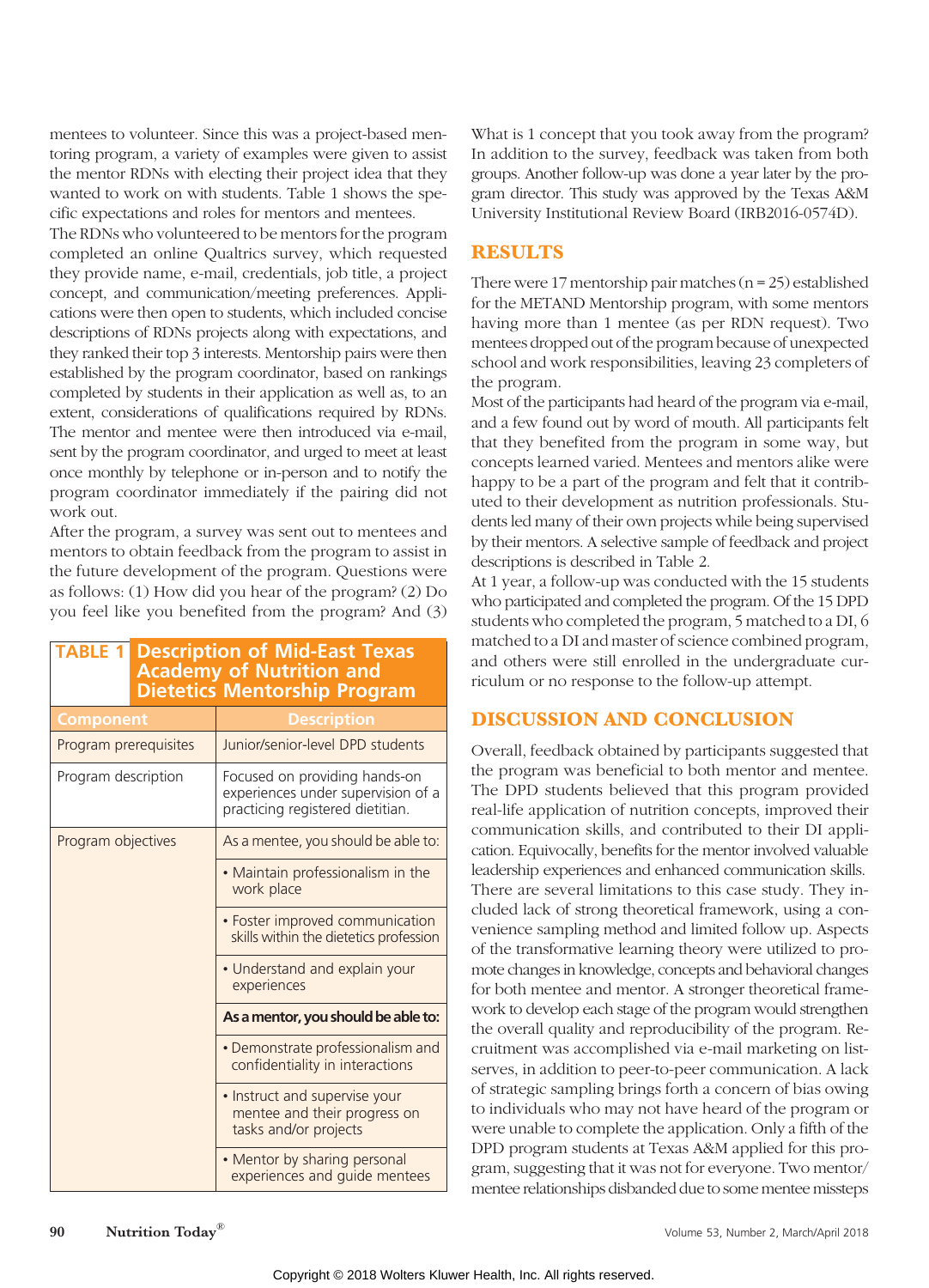mentees to volunteer. Since this was a project-based mentoring program, a variety of examples were given to assist the mentor RDNs with electing their project idea that they wanted to work on with students. Table 1 shows the specific expectations and roles for mentors and mentees.

The RDNs who volunteered to be mentors for the program completed an online Qualtrics survey, which requested they provide name, e-mail, credentials, job title, a project concept, and communication/meeting preferences. Applications were then open to students, which included concise descriptions of RDNs projects along with expectations, and they ranked their top 3 interests. Mentorship pairs were then established by the program coordinator, based on rankings completed by students in their application as well as, to an extent, considerations of qualifications required by RDNs. The mentor and mentee were then introduced via e-mail, sent by the program coordinator, and urged to meet at least once monthly by telephone or in-person and to notify the program coordinator immediately if the pairing did not work out.

After the program, a survey was sent out to mentees and mentors to obtain feedback from the program to assist in the future development of the program. Questions were as follows: (1) How did you hear of the program? (2) Do you feel like you benefited from the program? And (3) What is 1 concept that you took away from the program? In addition to the survey, feedback was taken from both groups. Another follow-up was done a year later by the program director. This study was approved by the Texas A&M University Institutional Review Board (IRB2016-0574D).

**TABLE 1 Description of Mid-East Texas Academy of Nutrition and Dietetics Mentorship Program**

| Component | Description |
|---|---|
| Program prerequisites | Junior/senior-level DPD students |
| Program description | Focused on providing hands-on experiences under supervision of a practicing registered dietitian. |
| Program objectives | As a mentee, you should be able to: |
| | • Maintain professionalism in the work place |
| | • Foster improved communication skills within the dietetics profession |
| | • Understand and explain your experiences |
| | **As a mentor, you should be able to:** |
| | • Demonstrate professionalism and confidentiality in interactions |
| | • Instruct and supervise your mentee and their progress on tasks and/or projects |
| | • Mentor by sharing personal experiences and guide mentees |

## RESULTS

There were 17 mentorship pair matches (n = 25) established for the METAND Mentorship program, with some mentors having more than 1 mentee (as per RDN request). Two mentees dropped out of the program because of unexpected school and work responsibilities, leaving 23 completers of the program.

Most of the participants had heard of the program via e-mail, and a few found out by word of mouth. All participants felt that they benefited from the program in some way, but concepts learned varied. Mentees and mentors alike were happy to be a part of the program and felt that it contributed to their development as nutrition professionals. Students led many of their own projects while being supervised by their mentors. A selective sample of feedback and project descriptions is described in Table 2.

At 1 year, a follow-up was conducted with the 15 students who participated and completed the program. Of the 15 DPD students who completed the program, 5 matched to a DI, 6 matched to a DI and master of science combined program, and others were still enrolled in the undergraduate curriculum or no response to the follow-up attempt.

## DISCUSSION AND CONCLUSION

Overall, feedback obtained by participants suggested that the program was beneficial to both mentor and mentee. The DPD students believed that this program provided real-life application of nutrition concepts, improved their communication skills, and contributed to their DI application. Equivocally, benefits for the mentor involved valuable leadership experiences and enhanced communication skills.

There are several limitations to this case study. They included lack of strong theoretical framework, using a convenience sampling method and limited follow up. Aspects of the transformative learning theory were utilized to promote changes in knowledge, concepts and behavioral changes for both mentee and mentor. A stronger theoretical framework to develop each stage of the program would strengthen the overall quality and reproducibility of the program. Recruitment was accomplished via e-mail marketing on listserves, in addition to peer-to-peer communication. A lack of strategic sampling brings forth a concern of bias owing to individuals who may not have heard of the program or were unable to complete the application. Only a fifth of the DPD program students at Texas A&M applied for this program, suggesting that it was not for everyone. Two mentor/mentee relationships disbanded due to some mentee missteps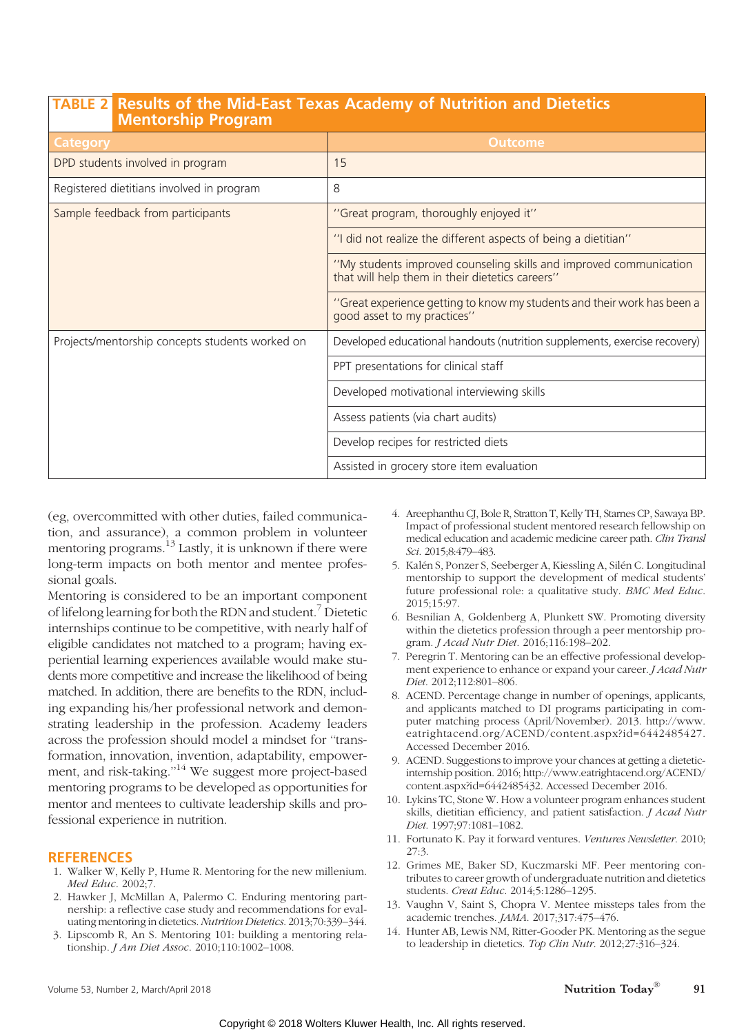**TABLE 2 Results of the Mid-East Texas Academy of Nutrition and Dietetics Mentorship Program**

| Category | Outcome |
|---|---|
| DPD students involved in program | 15 |
| Registered dietitians involved in program | 8 |
| Sample feedback from participants | "Great program, thoroughly enjoyed it" |
| | "I did not realize the different aspects of being a dietitian" |
| | "My students improved counseling skills and improved communication that will help them in their dietetics careers" |
| | "Great experience getting to know my students and their work has been a good asset to my practices" |
| Projects/mentorship concepts students worked on | Developed educational handouts (nutrition supplements, exercise recovery) |
| | PPT presentations for clinical staff |
| | Developed motivational interviewing skills |
| | Assess patients (via chart audits) |
| | Develop recipes for restricted diets |
| | Assisted in grocery store item evaluation |

(eg, overcommitted with other duties, failed communication, and assurance), a common problem in volunteer mentoring programs.[13] Lastly, it is unknown if there were long-term impacts on both mentor and mentee professional goals.

Mentoring is considered to be an important component of lifelong learning for both the RDN and student.[7] Dietetic internships continue to be competitive, with nearly half of eligible candidates not matched to a program; having experiential learning experiences available would make students more competitive and increase the likelihood of being matched. In addition, there are benefits to the RDN, including expanding his/her professional network and demonstrating leadership in the profession. Academy leaders across the profession should model a mindset for "transformation, innovation, invention, adaptability, empowerment, and risk-taking."[14] We suggest more project-based mentoring programs to be developed as opportunities for mentor and mentees to cultivate leadership skills and professional experience in nutrition.

## REFERENCES

1. Walker W, Kelly P, Hume R. Mentoring for the new millenium. *Med Educ*. 2002;7.
2. Hawker J, McMillan A, Palermo C. Enduring mentoring partnership: a reflective case study and recommendations for evaluating mentoring in dietetics. *Nutrition Dietetics*. 2013;70:339–344.
3. Lipscomb R, An S. Mentoring 101: building a mentoring relationship. *J Am Diet Assoc*. 2010;110:1002–1008.
4. Areephanthu CJ, Bole R, Stratton T, Kelly TH, Starnes CP, Sawaya BP. Impact of professional student mentored research fellowship on medical education and academic medicine career path. *Clin Transl Sci*. 2015;8:479–483.
5. Kalén S, Ponzer S, Seeberger A, Kiessling A, Silén C. Longitudinal mentorship to support the development of medical students' future professional role: a qualitative study. *BMC Med Educ*. 2015;15:97.
6. Besnilian A, Goldenberg A, Plunkett SW. Promoting diversity within the dietetics profession through a peer mentorship program. *J Acad Nutr Diet*. 2016;116:198–202.
7. Peregrin T. Mentoring can be an effective professional development experience to enhance or expand your career. *J Acad Nutr Diet*. 2012;112:801–806.
8. ACEND. Percentage change in number of openings, applicants, and applicants matched to DI programs participating in computer matching process (April/November). 2013. http://www.eatrightacend.org/ACEND/content.aspx?id=6442485427. Accessed December 2016.
9. ACEND. Suggestions to improve your chances at getting a dietetic-internship position. 2016; http://www.eatrightacend.org/ACEND/content.aspx?id=6442485432. Accessed December 2016.
10. Lykins TC, Stone W. How a volunteer program enhances student skills, dietitian efficiency, and patient satisfaction. *J Acad Nutr Diet*. 1997;97:1081–1082.
11. Fortunato K. Pay it forward ventures. *Ventures Newsletter*. 2010;27:3.
12. Grimes ME, Baker SD, Kuczmarski MF. Peer mentoring contributes to career growth of undergraduate nutrition and dietetics students. *Creat Educ*. 2014;5:1286–1295.
13. Vaughn V, Saint S, Chopra V. Mentee missteps tales from the academic trenches. *JAMA*. 2017;317:475–476.
14. Hunter AB, Lewis NM, Ritter-Gooder PK. Mentoring as the segue to leadership in dietetics. *Top Clin Nutr*. 2012;27:316–324.